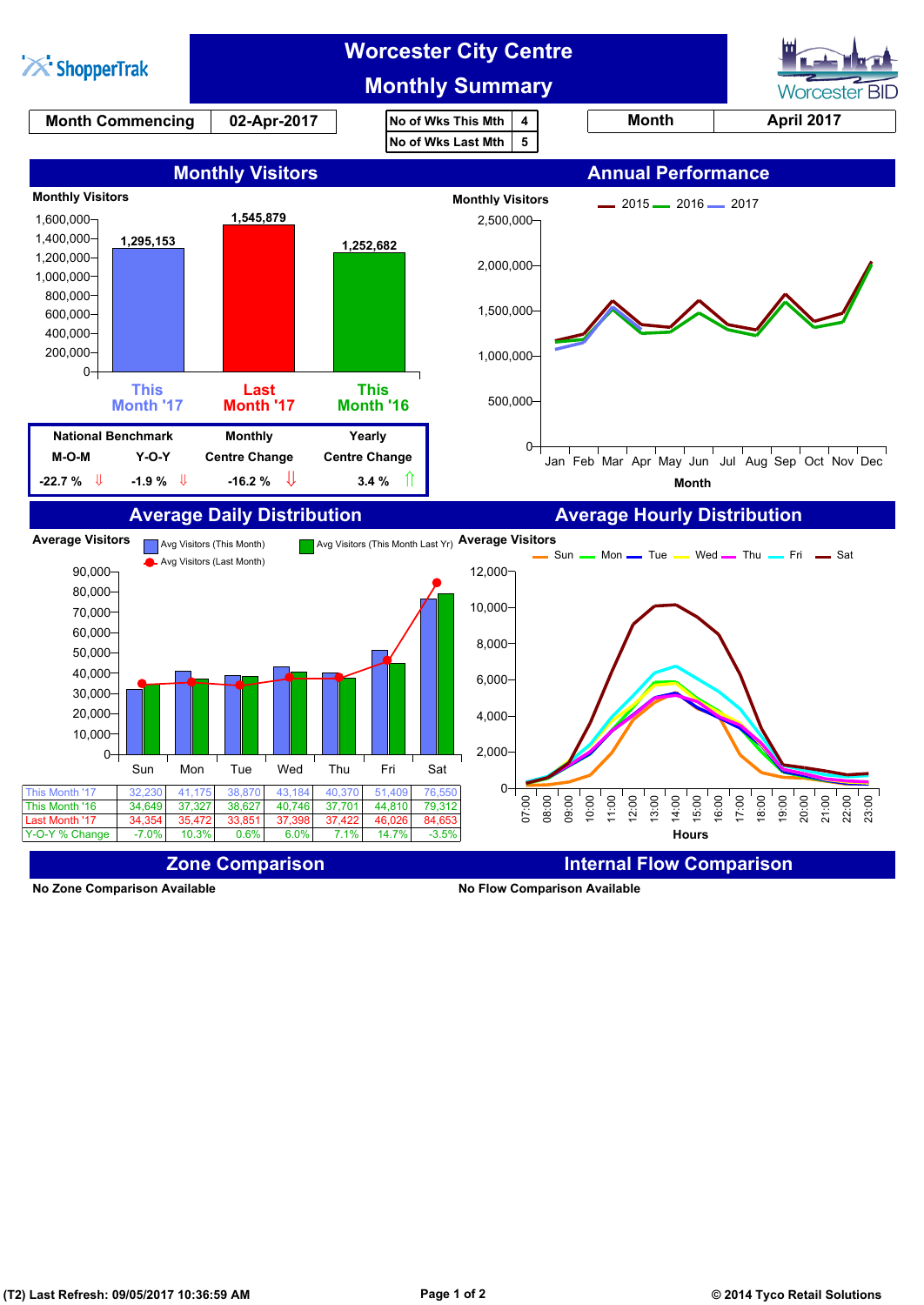# Worcester City Centre
## Monthly Summary

ShopperTrak | Worcester BID

| Month Commencing | 02-Apr-2017 |
|---|---|

| No of Wks This Mth | 4 |
|---|---|
| No of Wks Last Mth | 5 |

| Month | April 2017 |
|---|---|

## Monthly Visitors

Monthly Visitors

| This Month '17 | Last Month '17 | This Month '16 |
|---|---|---|
| 1,295,153 | 1,545,879 | 1,252,682 |

| National Benchmark M-O-M | National Benchmark Y-O-Y | Monthly Centre Change | Yearly Centre Change |
|---|---|---|---|
| -22.7 % ⇩ | -1.9 % ⇩ | -16.2 % ⇩ | 3.4 % ⇧ |

## Annual Performance

Monthly Visitors — 2015, 2016, 2017 (Jan–Dec), Month

## Average Daily Distribution

Average Visitors — Avg Visitors (This Month), Avg Visitors (This Month Last Yr), Avg Visitors (Last Month)

| | Sun | Mon | Tue | Wed | Thu | Fri | Sat |
|---|---|---|---|---|---|---|---|
| This Month '17 | 32,230 | 41,175 | 38,870 | 43,184 | 40,370 | 51,409 | 76,550 |
| This Month '16 | 34,649 | 37,327 | 38,627 | 40,746 | 37,701 | 44,810 | 79,312 |
| Last Month '17 | 34,354 | 35,472 | 33,851 | 37,398 | 37,422 | 46,026 | 84,653 |
| Y-O-Y % Change | -7.0% | 10.3% | 0.6% | 6.0% | 7.1% | 14.7% | -3.5% |

## Average Hourly Distribution

Average Visitors — Sun, Mon, Tue, Wed, Thu, Fri, Sat (Hours 07:00–23:00)

## Zone Comparison

No Zone Comparison Available

## Internal Flow Comparison

No Flow Comparison Available

(T2) Last Refresh: 09/05/2017 10:36:59 AM

© 2014 Tyco Retail Solutions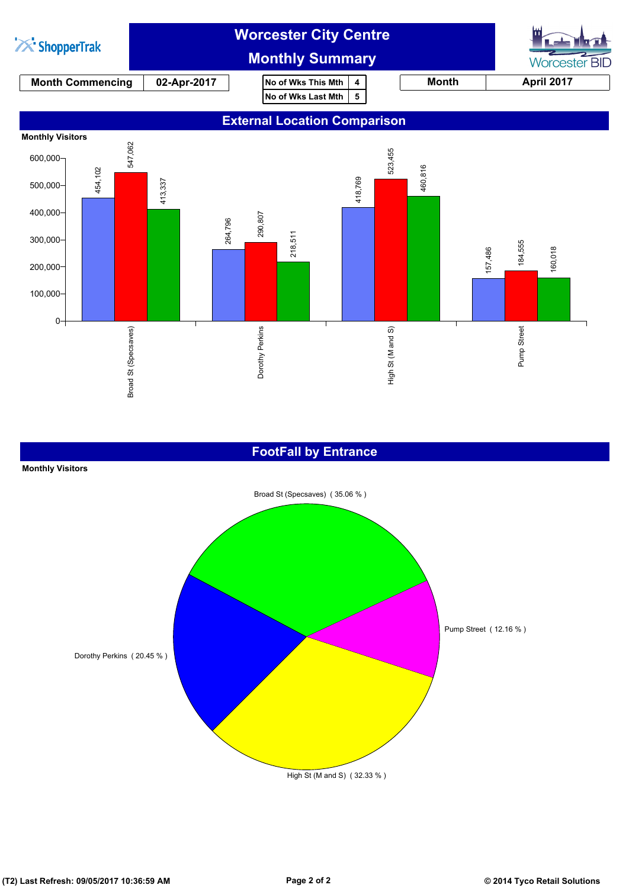# Worcester City Centre
## Monthly Summary

| Month Commencing | 02-Apr-2017 |
|---|---|

| No of Wks This Mth | 4 |
|---|---|
| No of Wks Last Mth | 5 |

| Month | April 2017 |
|---|---|

## External Location Comparison

**Monthly Visitors**

| Location | Blue | Red | Green |
|---|---|---|---|
| Broad St (Specsaves) | 454,102 | 547,062 | 413,337 |
| Dorothy Perkins | 264,796 | 290,807 | 218,511 |
| High St (M and S) | 418,769 | 523,455 | 460,816 |
| Pump Street | 157,486 | 184,555 | 160,018 |

## FootFall by Entrance

**Monthly Visitors**

| Entrance | Share |
|---|---|
| Broad St (Specsaves) | 35.06 % |
| Pump Street | 12.16 % |
| High St (M and S) | 32.33 % |
| Dorothy Perkins | 20.45 % |

(T2) Last Refresh: 09/05/2017 10:36:59 AM

© 2014 Tyco Retail Solutions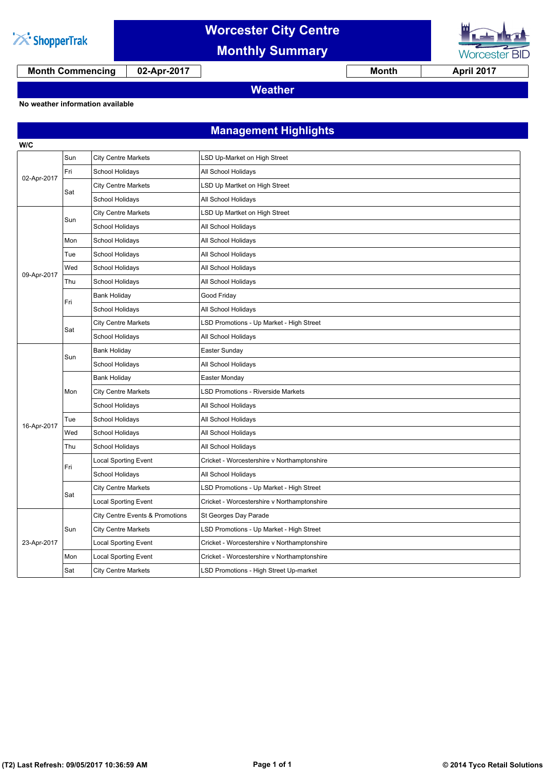# Worcester City Centre Monthly Summary

| Month Commencing | 02-Apr-2017 | Month | April 2017 |
|---|---|---|---|

## Weather

**No weather information available**

## Management Highlights

| W/C | | | |
|---|---|---|---|
| 02-Apr-2017 | Sun | City Centre Markets | LSD Up-Market on High Street |
| | Fri | School Holidays | All School Holidays |
| | Sat | City Centre Markets | LSD Up Martket on High Street |
| | | School Holidays | All School Holidays |
| 09-Apr-2017 | Sun | City Centre Markets | LSD Up Martket on High Street |
| | | School Holidays | All School Holidays |
| | Mon | School Holidays | All School Holidays |
| | Tue | School Holidays | All School Holidays |
| | Wed | School Holidays | All School Holidays |
| | Thu | School Holidays | All School Holidays |
| | Fri | Bank Holiday | Good Friday |
| | | School Holidays | All School Holidays |
| | Sat | City Centre Markets | LSD Promotions - Up Market - High Street |
| | | School Holidays | All School Holidays |
| 16-Apr-2017 | Sun | Bank Holiday | Easter Sunday |
| | | School Holidays | All School Holidays |
| | Mon | Bank Holiday | Easter Monday |
| | | City Centre Markets | LSD Promotions - Riverside Markets |
| | | School Holidays | All School Holidays |
| | Tue | School Holidays | All School Holidays |
| | Wed | School Holidays | All School Holidays |
| | Thu | School Holidays | All School Holidays |
| | Fri | Local Sporting Event | Cricket - Worcestershire v Northamptonshire |
| | | School Holidays | All School Holidays |
| | Sat | City Centre Markets | LSD Promotions - Up Market - High Street |
| | | Local Sporting Event | Cricket - Worcestershire v Northamptonshire |
| 23-Apr-2017 | Sun | City Centre Events & Promotions | St Georges Day Parade |
| | | City Centre Markets | LSD Promotions - Up Market - High Street |
| | | Local Sporting Event | Cricket - Worcestershire v Northamptonshire |
| | Mon | Local Sporting Event | Cricket - Worcestershire v Northamptonshire |
| | Sat | City Centre Markets | LSD Promotions - High Street Up-market |

(T2) Last Refresh: 09/05/2017 10:36:59 AM

© 2014 Tyco Retail Solutions